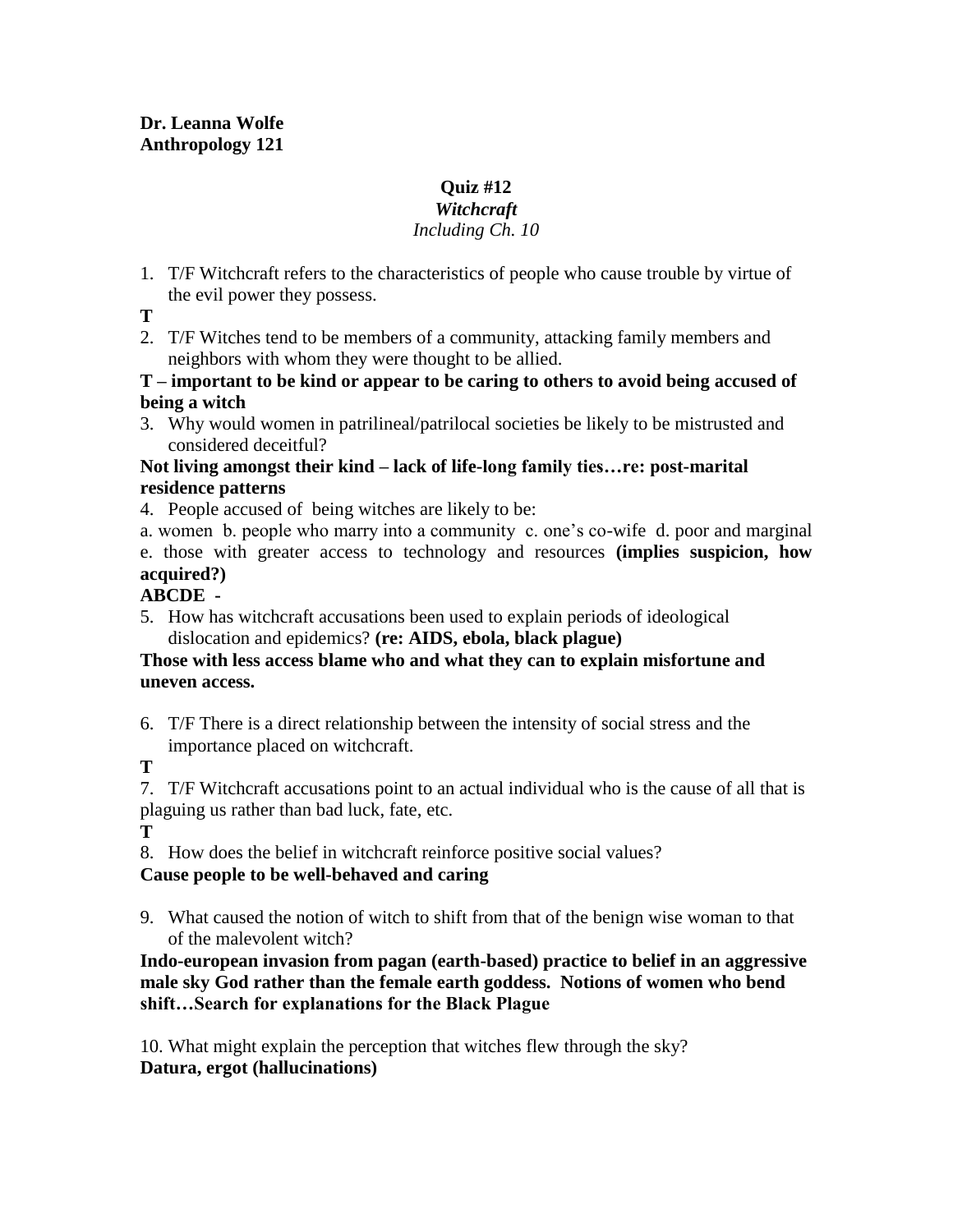**Dr. Leanna Wolfe**
**Anthropology 121**

**Quiz #12**
***Witchcraft***
*Including Ch. 10*

1. T/F Witchcraft refers to the characteristics of people who cause trouble by virtue of the evil power they possess.

**T**

2. T/F Witches tend to be members of a community, attacking family members and neighbors with whom they were thought to be allied.

**T – important to be kind or appear to be caring to others to avoid being accused of being a witch**

3. Why would women in patrilineal/patrilocal societies be likely to be mistrusted and considered deceitful?

**Not living amongst their kind – lack of life-long family ties…re: post-marital residence patterns**

4. People accused of being witches are likely to be:

a. women b. people who marry into a community c. one's co-wife d. poor and marginal e. those with greater access to technology and resources **(implies suspicion, how acquired?)**

**ABCDE -**

5. How has witchcraft accusations been used to explain periods of ideological dislocation and epidemics? **(re: AIDS, ebola, black plague)**

**Those with less access blame who and what they can to explain misfortune and uneven access.**

6. T/F There is a direct relationship between the intensity of social stress and the importance placed on witchcraft.

**T**

7. T/F Witchcraft accusations point to an actual individual who is the cause of all that is plaguing us rather than bad luck, fate, etc.

**T**

8. How does the belief in witchcraft reinforce positive social values?

**Cause people to be well-behaved and caring**

9. What caused the notion of witch to shift from that of the benign wise woman to that of the malevolent witch?

**Indo-european invasion from pagan (earth-based) practice to belief in an aggressive male sky God rather than the female earth goddess. Notions of women who bend shift…Search for explanations for the Black Plague**

10. What might explain the perception that witches flew through the sky?

**Datura, ergot (hallucinations)**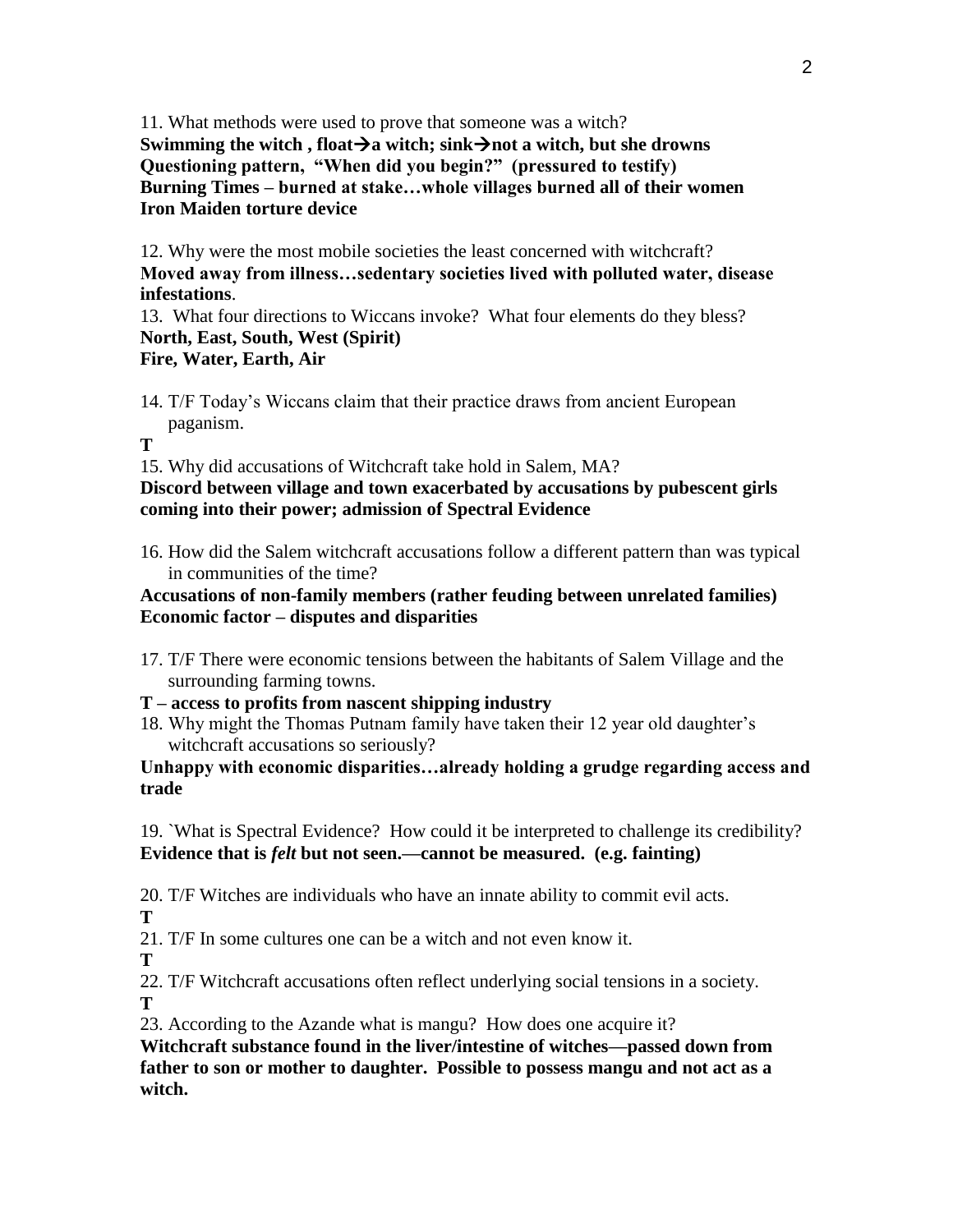11. What methods were used to prove that someone was a witch?
**Swimming the witch , float→a witch; sink→not a witch, but she drowns**
**Questioning pattern, "When did you begin?" (pressured to testify)**
**Burning Times – burned at stake…whole villages burned all of their women**
**Iron Maiden torture device**

12. Why were the most mobile societies the least concerned with witchcraft?
**Moved away from illness…sedentary societies lived with polluted water, disease infestations**.

13. What four directions to Wiccans invoke? What four elements do they bless?
**North, East, South, West (Spirit)**
**Fire, Water, Earth, Air**

14. T/F Today's Wiccans claim that their practice draws from ancient European paganism.
**T**

15. Why did accusations of Witchcraft take hold in Salem, MA?
**Discord between village and town exacerbated by accusations by pubescent girls coming into their power; admission of Spectral Evidence**

16. How did the Salem witchcraft accusations follow a different pattern than was typical in communities of the time?
**Accusations of non-family members (rather feuding between unrelated families)**
**Economic factor – disputes and disparities**

17. T/F There were economic tensions between the habitants of Salem Village and the surrounding farming towns.
**T – access to profits from nascent shipping industry**

18. Why might the Thomas Putnam family have taken their 12 year old daughter's witchcraft accusations so seriously?
**Unhappy with economic disparities…already holding a grudge regarding access and trade**

19. `What is Spectral Evidence? How could it be interpreted to challenge its credibility?
**Evidence that is *felt* but not seen.—cannot be measured. (e.g. fainting)**

20. T/F Witches are individuals who have an innate ability to commit evil acts.
**T**

21. T/F In some cultures one can be a witch and not even know it.
**T**

22. T/F Witchcraft accusations often reflect underlying social tensions in a society.
**T**

23. According to the Azande what is mangu? How does one acquire it?
**Witchcraft substance found in the liver/intestine of witches—passed down from father to son or mother to daughter. Possible to possess mangu and not act as a witch.**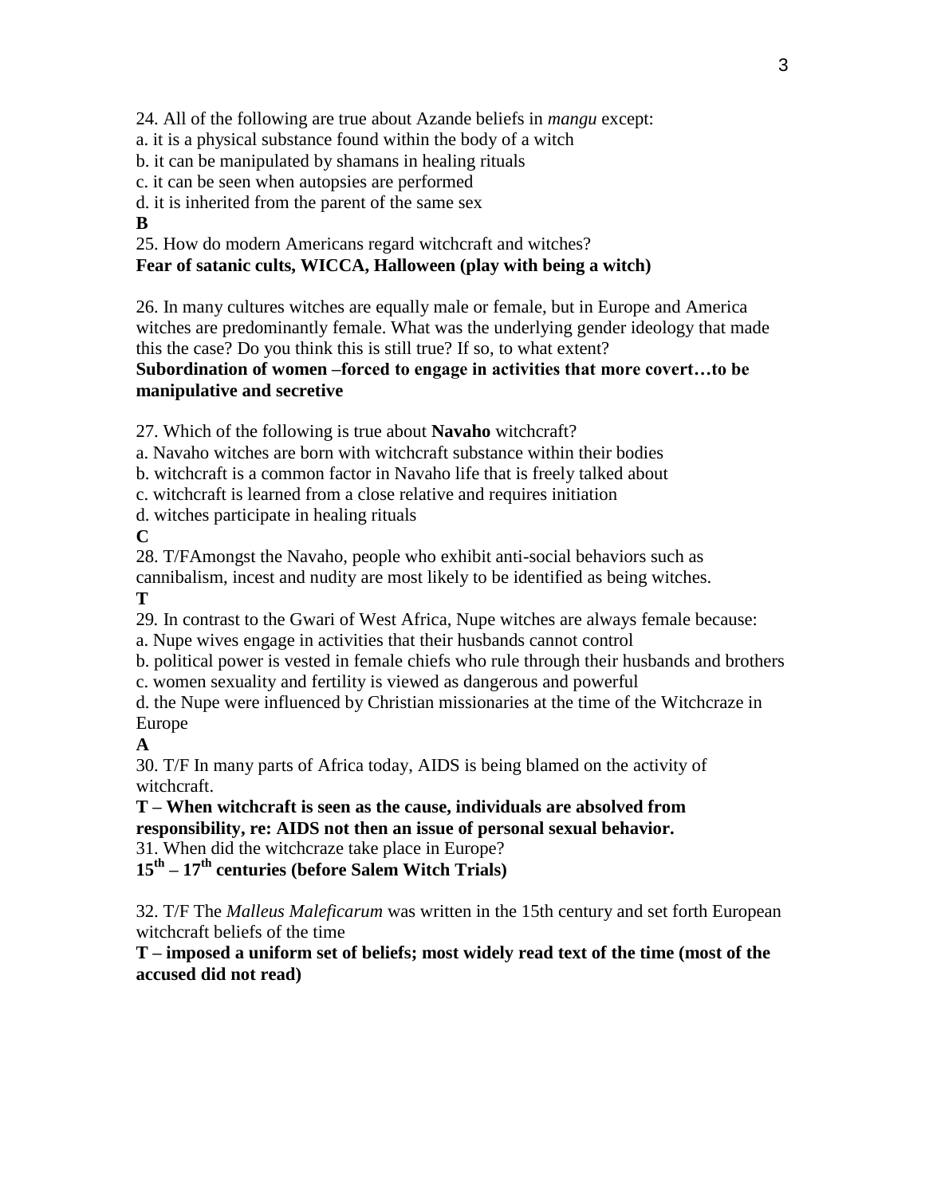24. All of the following are true about Azande beliefs in *mangu* except:
a. it is a physical substance found within the body of a witch
b. it can be manipulated by shamans in healing rituals
c. it can be seen when autopsies are performed
d. it is inherited from the parent of the same sex
**B**

25. How do modern Americans regard witchcraft and witches?
**Fear of satanic cults, WICCA, Halloween (play with being a witch)**

26. In many cultures witches are equally male or female, but in Europe and America witches are predominantly female. What was the underlying gender ideology that made this the case? Do you think this is still true? If so, to what extent?
**Subordination of women –forced to engage in activities that more covert…to be manipulative and secretive**

27. Which of the following is true about **Navaho** witchcraft?
a. Navaho witches are born with witchcraft substance within their bodies
b. witchcraft is a common factor in Navaho life that is freely talked about
c. witchcraft is learned from a close relative and requires initiation
d. witches participate in healing rituals
**C**

28. T/FAmongst the Navaho, people who exhibit anti-social behaviors such as cannibalism, incest and nudity are most likely to be identified as being witches.
**T**

29. In contrast to the Gwari of West Africa, Nupe witches are always female because:
a. Nupe wives engage in activities that their husbands cannot control
b. political power is vested in female chiefs who rule through their husbands and brothers
c. women sexuality and fertility is viewed as dangerous and powerful
d. the Nupe were influenced by Christian missionaries at the time of the Witchcraze in Europe
**A**

30. T/F In many parts of Africa today, AIDS is being blamed on the activity of witchcraft.
**T – When witchcraft is seen as the cause, individuals are absolved from responsibility, re: AIDS not then an issue of personal sexual behavior.**

31. When did the witchcraze take place in Europe?
**15th – 17th centuries (before Salem Witch Trials)**

32. T/F The *Malleus Maleficarum* was written in the 15th century and set forth European witchcraft beliefs of the time
**T – imposed a uniform set of beliefs; most widely read text of the time (most of the accused did not read)**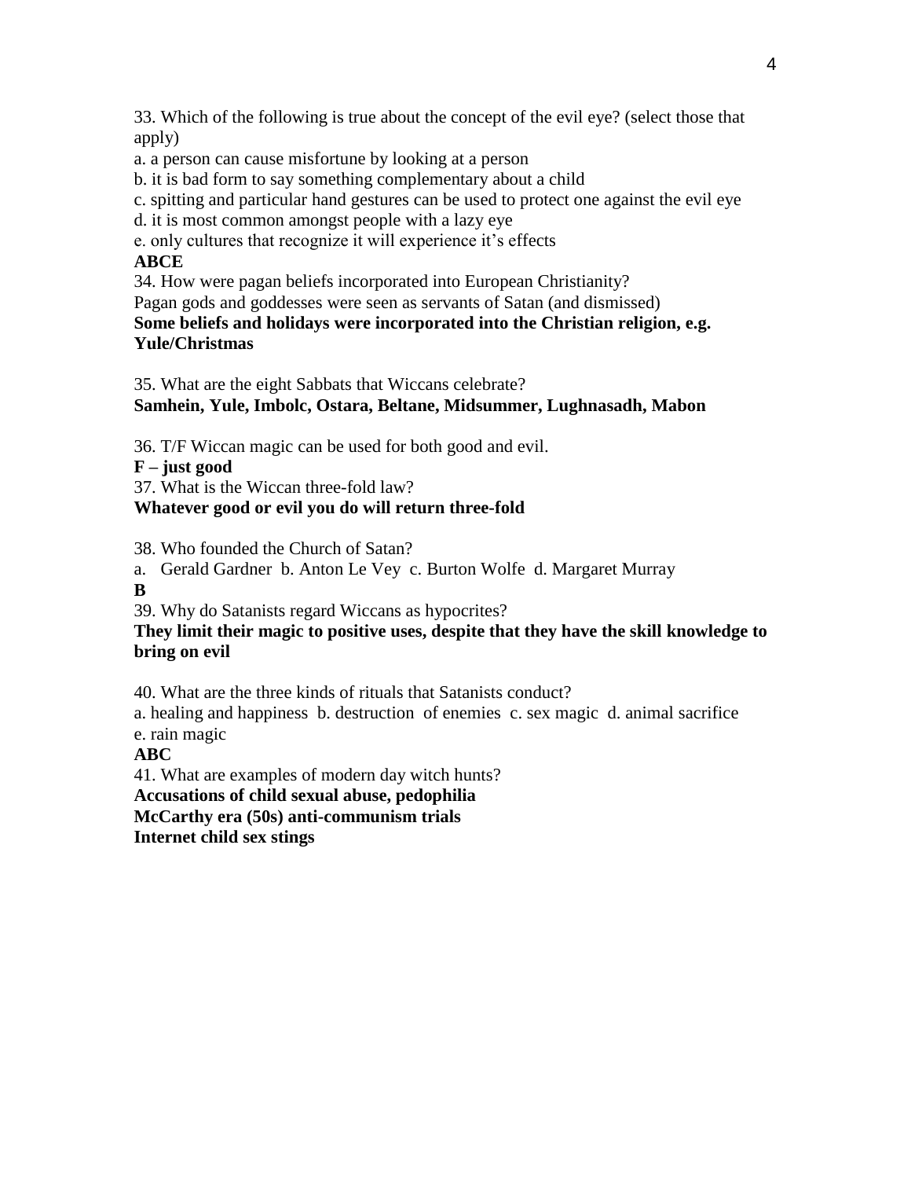33. Which of the following is true about the concept of the evil eye? (select those that apply)

a. a person can cause misfortune by looking at a person

b. it is bad form to say something complementary about a child

c. spitting and particular hand gestures can be used to protect one against the evil eye

d. it is most common amongst people with a lazy eye

e. only cultures that recognize it will experience it's effects

**ABCE**

34. How were pagan beliefs incorporated into European Christianity?

Pagan gods and goddesses were seen as servants of Satan (and dismissed)

**Some beliefs and holidays were incorporated into the Christian religion, e.g. Yule/Christmas**

35. What are the eight Sabbats that Wiccans celebrate?

**Samhein, Yule, Imbolc, Ostara, Beltane, Midsummer, Lughnasadh, Mabon**

36. T/F Wiccan magic can be used for both good and evil.

**F – just good**

37. What is the Wiccan three-fold law?

**Whatever good or evil you do will return three-fold**

38. Who founded the Church of Satan?

a. Gerald Gardner b. Anton Le Vey c. Burton Wolfe d. Margaret Murray

**B**

39. Why do Satanists regard Wiccans as hypocrites?

**They limit their magic to positive uses, despite that they have the skill knowledge to bring on evil**

40. What are the three kinds of rituals that Satanists conduct?

a. healing and happiness b. destruction of enemies c. sex magic d. animal sacrifice e. rain magic

**ABC**

41. What are examples of modern day witch hunts?

**Accusations of child sexual abuse, pedophilia**

**McCarthy era (50s) anti-communism trials**

**Internet child sex stings**